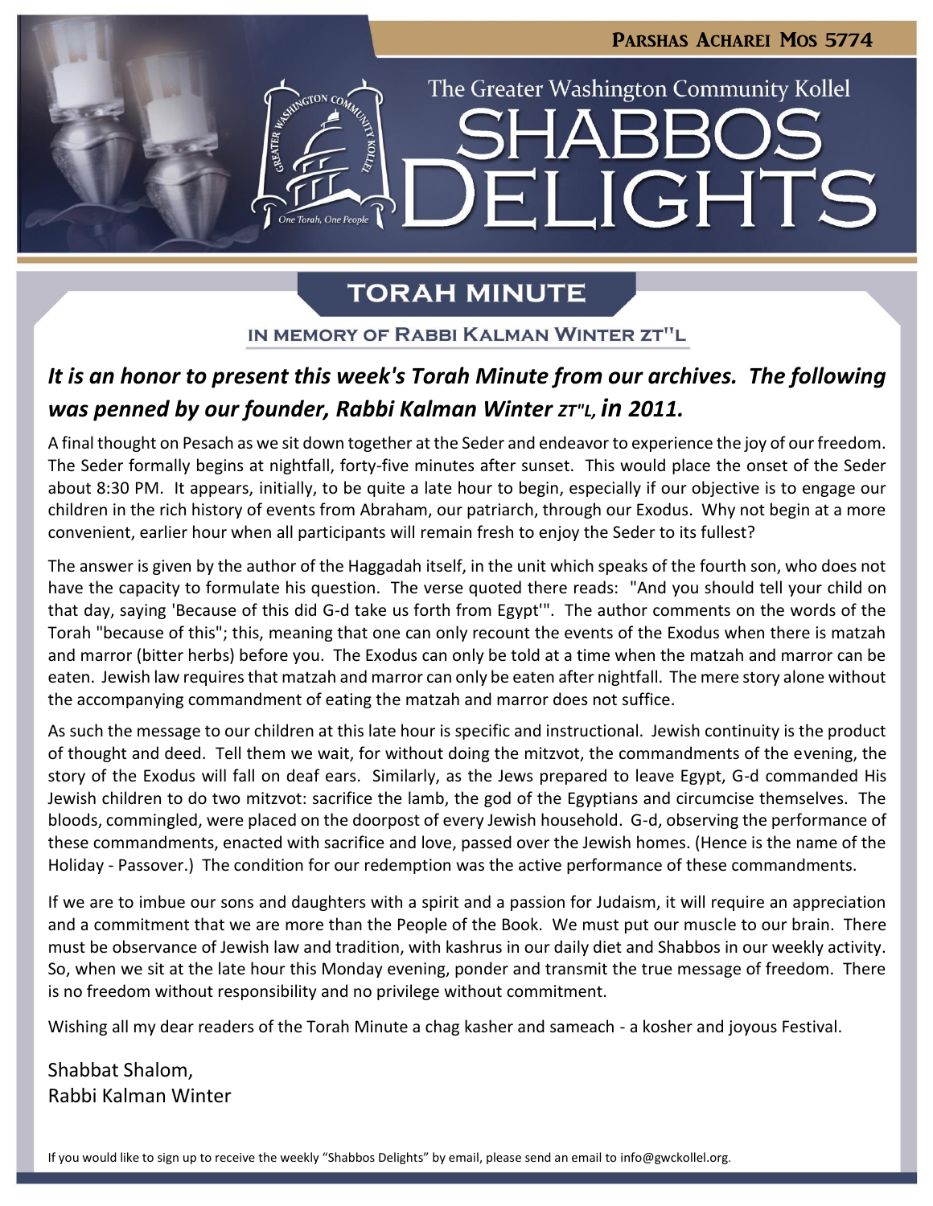Parshas Acharei Mos 5774

The Greater Washington Community Kollel

# SHABBOS DELIGHTS

## TORAH MINUTE

### IN MEMORY OF RABBI KALMAN WINTER ZT"L

***It is an honor to present this week's Torah Minute from our archives. The following was penned by our founder, Rabbi Kalman Winter zt"l, in 2011.***

A final thought on Pesach as we sit down together at the Seder and endeavor to experience the joy of our freedom. The Seder formally begins at nightfall, forty-five minutes after sunset. This would place the onset of the Seder about 8:30 PM. It appears, initially, to be quite a late hour to begin, especially if our objective is to engage our children in the rich history of events from Abraham, our patriarch, through our Exodus. Why not begin at a more convenient, earlier hour when all participants will remain fresh to enjoy the Seder to its fullest?

The answer is given by the author of the Haggadah itself, in the unit which speaks of the fourth son, who does not have the capacity to formulate his question. The verse quoted there reads: "And you should tell your child on that day, saying 'Because of this did G-d take us forth from Egypt'". The author comments on the words of the Torah "because of this"; this, meaning that one can only recount the events of the Exodus when there is matzah and marror (bitter herbs) before you. The Exodus can only be told at a time when the matzah and marror can be eaten. Jewish law requires that matzah and marror can only be eaten after nightfall. The mere story alone without the accompanying commandment of eating the matzah and marror does not suffice.

As such the message to our children at this late hour is specific and instructional. Jewish continuity is the product of thought and deed. Tell them we wait, for without doing the mitzvot, the commandments of the evening, the story of the Exodus will fall on deaf ears. Similarly, as the Jews prepared to leave Egypt, G-d commanded His Jewish children to do two mitzvot: sacrifice the lamb, the god of the Egyptians and circumcise themselves. The bloods, commingled, were placed on the doorpost of every Jewish household. G-d, observing the performance of these commandments, enacted with sacrifice and love, passed over the Jewish homes. (Hence is the name of the Holiday - Passover.) The condition for our redemption was the active performance of these commandments.

If we are to imbue our sons and daughters with a spirit and a passion for Judaism, it will require an appreciation and a commitment that we are more than the People of the Book. We must put our muscle to our brain. There must be observance of Jewish law and tradition, with kashrus in our daily diet and Shabbos in our weekly activity. So, when we sit at the late hour this Monday evening, ponder and transmit the true message of freedom. There is no freedom without responsibility and no privilege without commitment.

Wishing all my dear readers of the Torah Minute a chag kasher and sameach - a kosher and joyous Festival.

Shabbat Shalom,
Rabbi Kalman Winter

If you would like to sign up to receive the weekly "Shabbos Delights" by email, please send an email to info@gwckollel.org.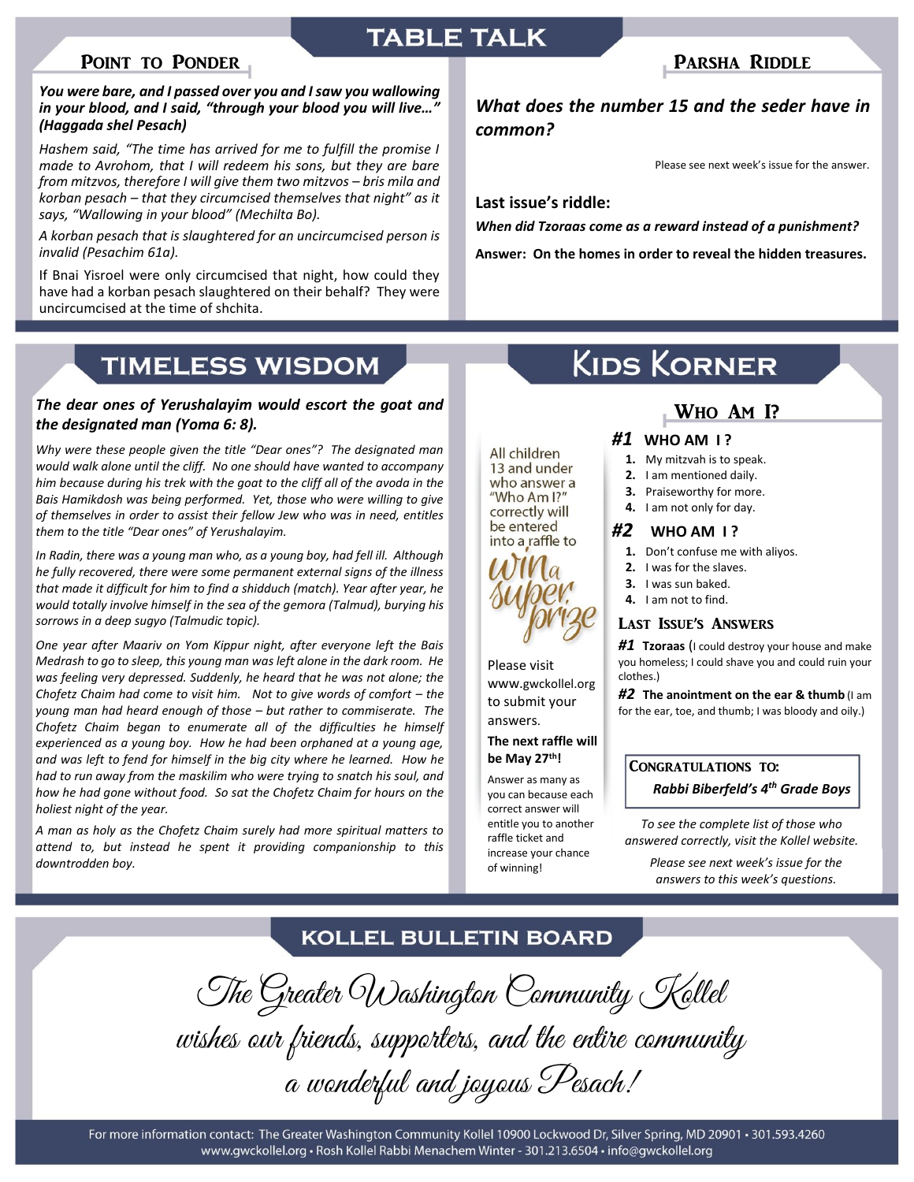# TABLE TALK

## Point to Ponder

***You were bare, and I passed over you and I saw you wallowing in your blood, and I said, "through your blood you will live…" (Haggada shel Pesach)***

*Hashem said, "The time has arrived for me to fulfill the promise I made to Avrohom, that I will redeem his sons, but they are bare from mitzvos, therefore I will give them two mitzvos – bris mila and korban pesach – that they circumcised themselves that night" as it says, "Wallowing in your blood" (Mechilta Bo).*

*A korban pesach that is slaughtered for an uncircumcised person is invalid (Pesachim 61a).*

If Bnai Yisroel were only circumcised that night, how could they have had a korban pesach slaughtered on their behalf? They were uncircumcised at the time of shchita.

## Parsha Riddle

***What does the number 15 and the seder have in common?***

Please see next week's issue for the answer.

**Last issue's riddle:**

***When did Tzoraas come as a reward instead of a punishment?***

**Answer: On the homes in order to reveal the hidden treasures.**

# TIMELESS WISDOM

***The dear ones of Yerushalayim would escort the goat and the designated man (Yoma 6: 8).***

*Why were these people given the title "Dear ones"? The designated man would walk alone until the cliff. No one should have wanted to accompany him because during his trek with the goat to the cliff all of the avoda in the Bais Hamikdosh was being performed. Yet, those who were willing to give of themselves in order to assist their fellow Jew who was in need, entitles them to the title "Dear ones" of Yerushalayim.*

*In Radin, there was a young man who, as a young boy, had fell ill. Although he fully recovered, there were some permanent external signs of the illness that made it difficult for him to find a shidduch (match). Year after year, he would totally involve himself in the sea of the gemora (Talmud), burying his sorrows in a deep sugyo (Talmudic topic).*

*One year after Maariv on Yom Kippur night, after everyone left the Bais Medrash to go to sleep, this young man was left alone in the dark room. He was feeling very depressed. Suddenly, he heard that he was not alone; the Chofetz Chaim had come to visit him. Not to give words of comfort – the young man had heard enough of those – but rather to commiserate. The Chofetz Chaim began to enumerate all of the difficulties he himself experienced as a young boy. How he had been orphaned at a young age, and was left to fend for himself in the big city where he learned. How he had to run away from the maskilim who were trying to snatch his soul, and how he had gone without food. So sat the Chofetz Chaim for hours on the holiest night of the year.*

*A man as holy as the Chofetz Chaim surely had more spiritual matters to attend to, but instead he spent it providing companionship to this downtrodden boy.*

# KIDS KORNER

All children 13 and under who answer a "Who Am I?" correctly will be entered into a raffle to **win a super prize**

Please visit www.gwckollel.org to submit your answers.

**The next raffle will be May 27th!**

Answer as many as you can because each correct answer will entitle you to another raffle ticket and increase your chance of winning!

## Who Am I?

### #1 WHO AM I?

1. My mitzvah is to speak.
2. I am mentioned daily.
3. Praiseworthy for more.
4. I am not only for day.

### #2 WHO AM I?

1. Don't confuse me with aliyos.
2. I was for the slaves.
3. I was sun baked.
4. I am not to find.

### Last Issue's Answers

***#1*** **Tzoraas** (I could destroy your house and make you homeless; I could shave you and could ruin your clothes.)

***#2*** **The anointment on the ear & thumb** (I am for the ear, toe, and thumb; I was bloody and oily.)

**Congratulations to:**
***Rabbi Biberfeld's 4th Grade Boys***

*To see the complete list of those who answered correctly, visit the Kollel website.*

*Please see next week's issue for the answers to this week's questions.*

# KOLLEL BULLETIN BOARD

*The Greater Washington Community Kollel wishes our friends, supporters, and the entire community a wonderful and joyous Pesach!*

For more information contact: The Greater Washington Community Kollel 10900 Lockwood Dr, Silver Spring, MD 20901 • 301.593.4260
www.gwckollel.org • Rosh Kollel Rabbi Menachem Winter - 301.213.6504 • info@gwckollel.org